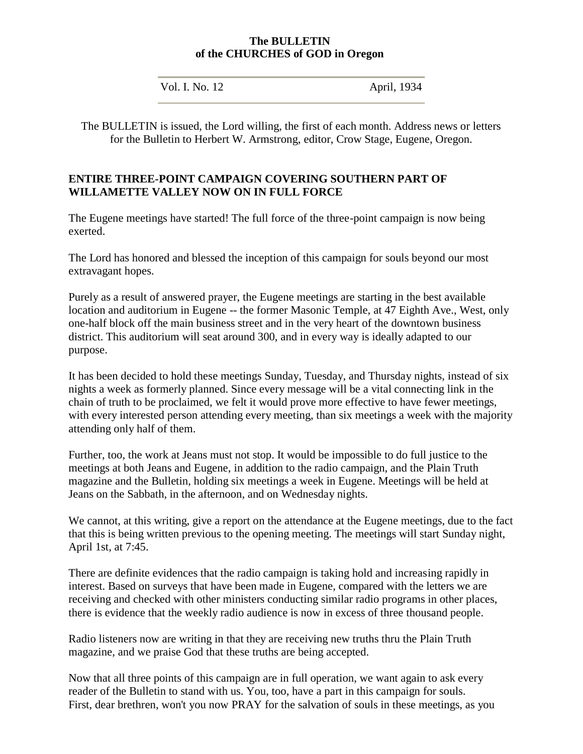**The BULLETIN**
**of the CHURCHES of GOD in Oregon**

| Vol. I. No. 12 | April, 1934 |
|---|---|

The BULLETIN is issued, the Lord willing, the first of each month. Address news or letters for the Bulletin to Herbert W. Armstrong, editor, Crow Stage, Eugene, Oregon.

**ENTIRE THREE-POINT CAMPAIGN COVERING SOUTHERN PART OF WILLAMETTE VALLEY NOW ON IN FULL FORCE**

The Eugene meetings have started! The full force of the three-point campaign is now being exerted.

The Lord has honored and blessed the inception of this campaign for souls beyond our most extravagant hopes.

Purely as a result of answered prayer, the Eugene meetings are starting in the best available location and auditorium in Eugene -- the former Masonic Temple, at 47 Eighth Ave., West, only one-half block off the main business street and in the very heart of the downtown business district. This auditorium will seat around 300, and in every way is ideally adapted to our purpose.

It has been decided to hold these meetings Sunday, Tuesday, and Thursday nights, instead of six nights a week as formerly planned. Since every message will be a vital connecting link in the chain of truth to be proclaimed, we felt it would prove more effective to have fewer meetings, with every interested person attending every meeting, than six meetings a week with the majority attending only half of them.

Further, too, the work at Jeans must not stop. It would be impossible to do full justice to the meetings at both Jeans and Eugene, in addition to the radio campaign, and the Plain Truth magazine and the Bulletin, holding six meetings a week in Eugene. Meetings will be held at Jeans on the Sabbath, in the afternoon, and on Wednesday nights.

We cannot, at this writing, give a report on the attendance at the Eugene meetings, due to the fact that this is being written previous to the opening meeting. The meetings will start Sunday night, April 1st, at 7:45.

There are definite evidences that the radio campaign is taking hold and increasing rapidly in interest. Based on surveys that have been made in Eugene, compared with the letters we are receiving and checked with other ministers conducting similar radio programs in other places, there is evidence that the weekly radio audience is now in excess of three thousand people.

Radio listeners now are writing in that they are receiving new truths thru the Plain Truth magazine, and we praise God that these truths are being accepted.

Now that all three points of this campaign are in full operation, we want again to ask every reader of the Bulletin to stand with us. You, too, have a part in this campaign for souls. First, dear brethren, won't you now PRAY for the salvation of souls in these meetings, as you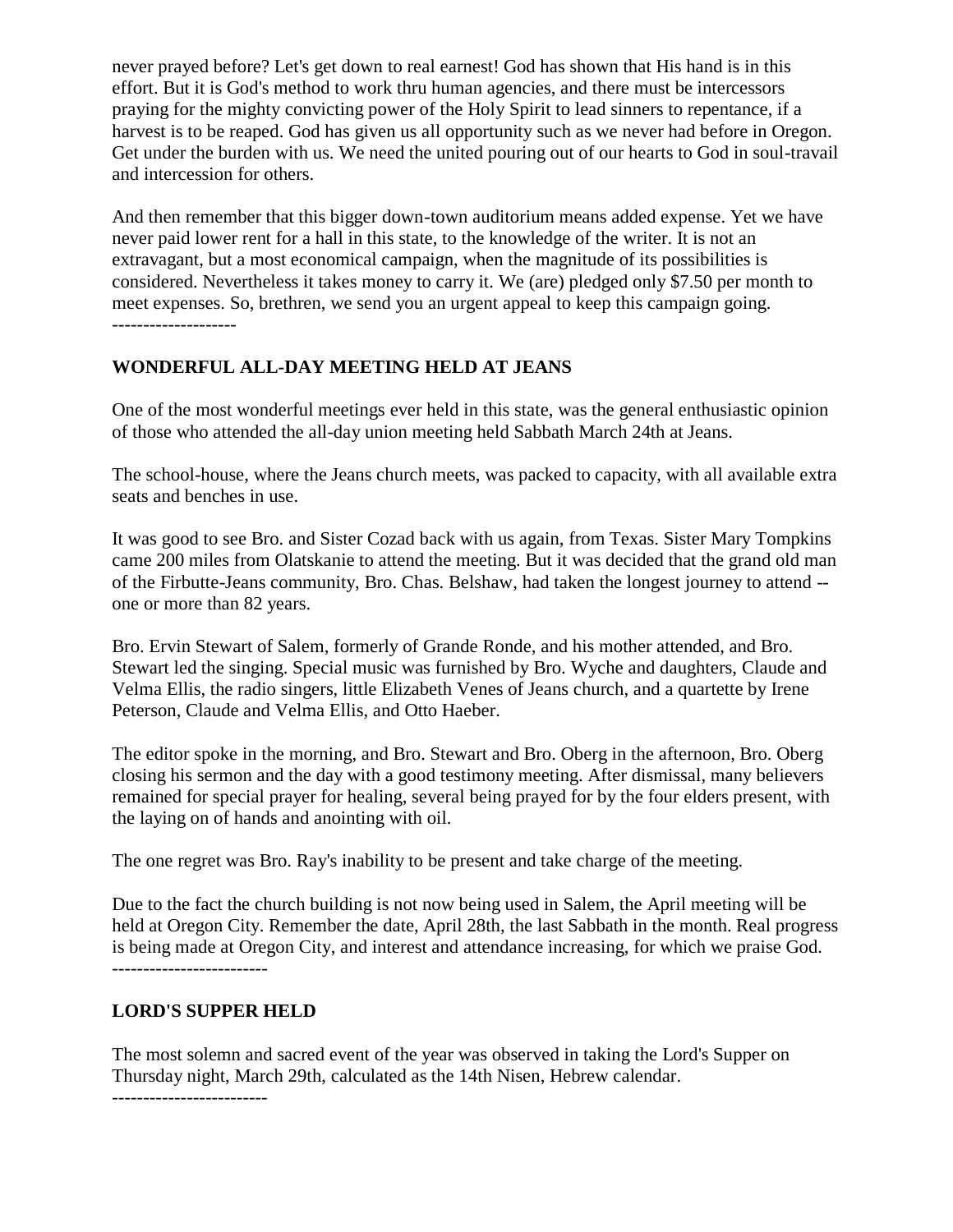never prayed before? Let's get down to real earnest! God has shown that His hand is in this effort. But it is God's method to work thru human agencies, and there must be intercessors praying for the mighty convicting power of the Holy Spirit to lead sinners to repentance, if a harvest is to be reaped. God has given us all opportunity such as we never had before in Oregon. Get under the burden with us. We need the united pouring out of our hearts to God in soul-travail and intercession for others.

And then remember that this bigger down-town auditorium means added expense. Yet we have never paid lower rent for a hall in this state, to the knowledge of the writer. It is not an extravagant, but a most economical campaign, when the magnitude of its possibilities is considered. Nevertheless it takes money to carry it. We (are) pledged only $7.50 per month to meet expenses. So, brethren, we send you an urgent appeal to keep this campaign going.

--------------------

**WONDERFUL ALL-DAY MEETING HELD AT JEANS**

One of the most wonderful meetings ever held in this state, was the general enthusiastic opinion of those who attended the all-day union meeting held Sabbath March 24th at Jeans.

The school-house, where the Jeans church meets, was packed to capacity, with all available extra seats and benches in use.

It was good to see Bro. and Sister Cozad back with us again, from Texas. Sister Mary Tompkins came 200 miles from Olatskanie to attend the meeting. But it was decided that the grand old man of the Firbutte-Jeans community, Bro. Chas. Belshaw, had taken the longest journey to attend -- one or more than 82 years.

Bro. Ervin Stewart of Salem, formerly of Grande Ronde, and his mother attended, and Bro. Stewart led the singing. Special music was furnished by Bro. Wyche and daughters, Claude and Velma Ellis, the radio singers, little Elizabeth Venes of Jeans church, and a quartette by Irene Peterson, Claude and Velma Ellis, and Otto Haeber.

The editor spoke in the morning, and Bro. Stewart and Bro. Oberg in the afternoon, Bro. Oberg closing his sermon and the day with a good testimony meeting. After dismissal, many believers remained for special prayer for healing, several being prayed for by the four elders present, with the laying on of hands and anointing with oil.

The one regret was Bro. Ray's inability to be present and take charge of the meeting.

Due to the fact the church building is not now being used in Salem, the April meeting will be held at Oregon City. Remember the date, April 28th, the last Sabbath in the month. Real progress is being made at Oregon City, and interest and attendance increasing, for which we praise God.

-------------------------

**LORD'S SUPPER HELD**

The most solemn and sacred event of the year was observed in taking the Lord's Supper on Thursday night, March 29th, calculated as the 14th Nisen, Hebrew calendar.

-------------------------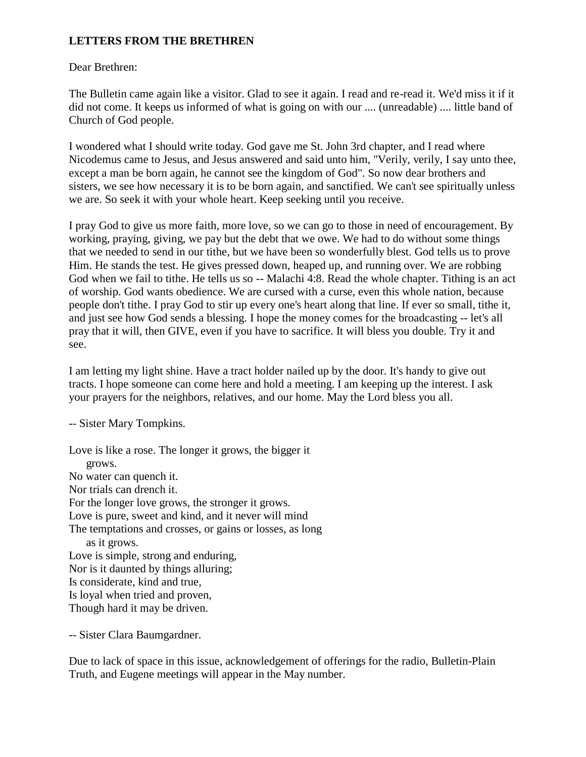**LETTERS FROM THE BRETHREN**

Dear Brethren:

The Bulletin came again like a visitor. Glad to see it again. I read and re-read it. We'd miss it if it did not come. It keeps us informed of what is going on with our .... (unreadable) .... little band of Church of God people.

I wondered what I should write today. God gave me St. John 3rd chapter, and I read where Nicodemus came to Jesus, and Jesus answered and said unto him, "Verily, verily, I say unto thee, except a man be born again, he cannot see the kingdom of God". So now dear brothers and sisters, we see how necessary it is to be born again, and sanctified. We can't see spiritually unless we are. So seek it with your whole heart. Keep seeking until you receive.

I pray God to give us more faith, more love, so we can go to those in need of encouragement. By working, praying, giving, we pay but the debt that we owe. We had to do without some things that we needed to send in our tithe, but we have been so wonderfully blest. God tells us to prove Him. He stands the test. He gives pressed down, heaped up, and running over. We are robbing God when we fail to tithe. He tells us so -- Malachi 4:8. Read the whole chapter. Tithing is an act of worship. God wants obedience. We are cursed with a curse, even this whole nation, because people don't tithe. I pray God to stir up every one's heart along that line. If ever so small, tithe it, and just see how God sends a blessing. I hope the money comes for the broadcasting -- let's all pray that it will, then GIVE, even if you have to sacrifice. It will bless you double. Try it and see.

I am letting my light shine. Have a tract holder nailed up by the door. It's handy to give out tracts. I hope someone can come here and hold a meeting. I am keeping up the interest. I ask your prayers for the neighbors, relatives, and our home. May the Lord bless you all.

-- Sister Mary Tompkins.

Love is like a rose. The longer it grows, the bigger it grows.  
No water can quench it.  
Nor trials can drench it.  
For the longer love grows, the stronger it grows.  
Love is pure, sweet and kind, and it never will mind  
The temptations and crosses, or gains or losses, as long as it grows.  
Love is simple, strong and enduring,  
Nor is it daunted by things alluring;  
Is considerate, kind and true,  
Is loyal when tried and proven,  
Though hard it may be driven.

-- Sister Clara Baumgardner.

Due to lack of space in this issue, acknowledgement of offerings for the radio, Bulletin-Plain Truth, and Eugene meetings will appear in the May number.